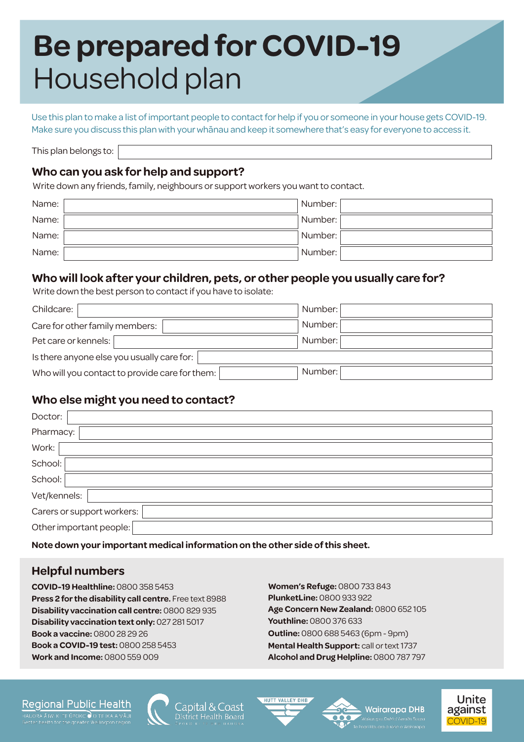# Be prepared for COVID-19
# Household plan

Use this plan to make a list of important people to contact for help if you or someone in your house gets COVID-19. Make sure you discuss this plan with your whānau and keep it somewhere that's easy for everyone to access it.

This plan belongs to: 

## Who can you ask for help and support?

Write down any friends, family, neighbours or support workers you want to contact.

| Name: | | Number: | |
|---|---|---|---|
| Name: | | Number: | |
| Name: | | Number: | |
| Name: | | Number: | |
| Name: | | Number: | |

## Who will look after your children, pets, or other people you usually care for?

Write down the best person to contact if you have to isolate:

| | | | |
|---|---|---|---|
| Childcare: | | Number: | |
| Care for other family members: | | Number: | |
| Pet care or kennels: | | Number: | |
| Is there anyone else you usually care for: | | | |
| Who will you contact to provide care for them: | | Number: | |

## Who else might you need to contact?

| | |
|---|---|
| Doctor: | |
| Pharmacy: | |
| Work: | |
| School: | |
| School: | |
| Vet/kennels: | |
| Carers or support workers: | |
| Other important people: | |

**Note down your important medical information on the other side of this sheet.**

## Helpful numbers

**COVID-19 Healthline:** 0800 358 5453
**Press 2 for the disability call centre.** Free text 8988
**Disability vaccination call centre:** 0800 829 935
**Disability vaccination text only:** 027 281 5017
**Book a vaccine:** 0800 28 29 26
**Book a COVID-19 test:** 0800 258 5453
**Work and Income:** 0800 559 009

**Women's Refuge:** 0800 733 843
**PlunketLine:** 0800 933 922
**Age Concern New Zealand:** 0800 652 105
**Youthline:** 0800 376 633
**Outline:** 0800 688 5463 (6pm - 9pm)
**Mental Health Support:** call or text 1737
**Alcohol and Drug Helpline:** 0800 787 797

Regional Public Health | Capital & Coast District Health Board | Hutt Valley DHB | Wairarapa DHB | Unite against COVID-19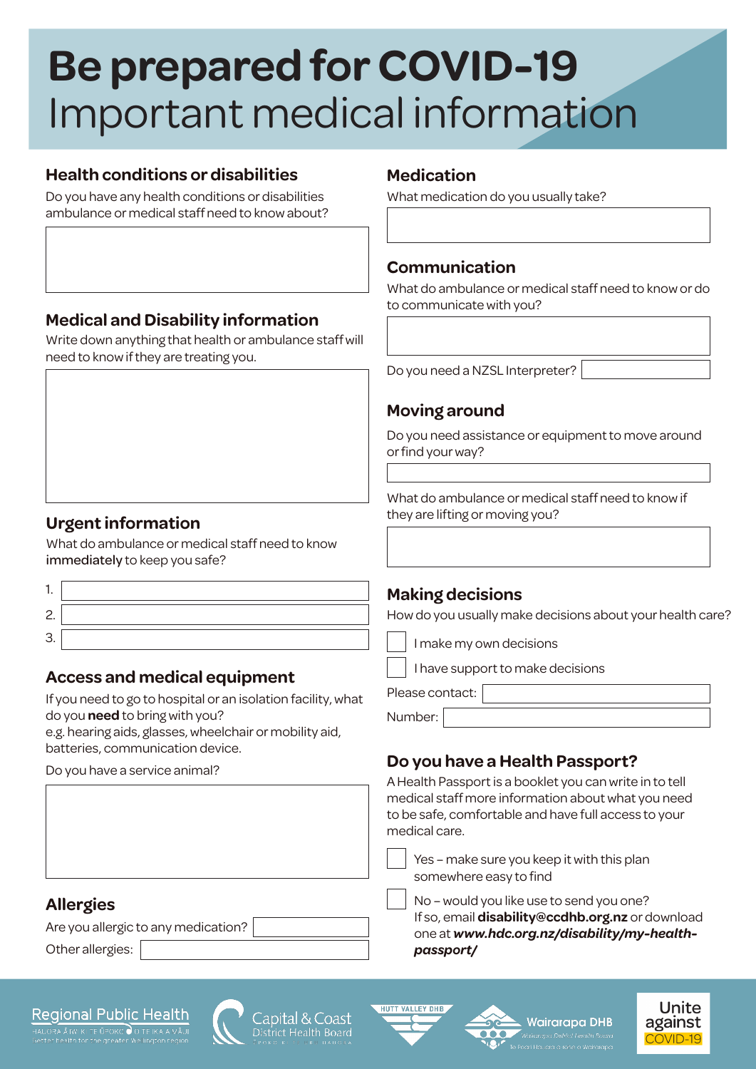# Be prepared for COVID-19
Important medical information

## Health conditions or disabilities

Do you have any health conditions or disabilities ambulance or medical staff need to know about?

## Medical and Disability information

Write down anything that health or ambulance staff will need to know if they are treating you.

## Urgent information

What do ambulance or medical staff need to know **immediately** to keep you safe?

1.
2.
3.

## Access and medical equipment

If you need to go to hospital or an isolation facility, what do you **need** to bring with you?
e.g. hearing aids, glasses, wheelchair or mobility aid, batteries, communication device.

Do you have a service animal?

## Allergies

Are you allergic to any medication?

Other allergies:

## Medication

What medication do you usually take?

## Communication

What do ambulance or medical staff need to know or do to communicate with you?

Do you need a NZSL Interpreter?

## Moving around

Do you need assistance or equipment to move around or find your way?

What do ambulance or medical staff need to know if they are lifting or moving you?

## Making decisions

How do you usually make decisions about your health care?

- [ ] I make my own decisions
- [ ] I have support to make decisions

Please contact:

Number:

## Do you have a Health Passport?

A Health Passport is a booklet you can write in to tell medical staff more information about what you need to be safe, comfortable and have full access to your medical care.

- [ ] Yes – make sure you keep it with this plan somewhere easy to find
- [ ] No – would you like use to send you one? If so, email **disability@ccdhb.org.nz** or download one at ***www.hdc.org.nz/disability/my-health-passport/***

Regional Public Health | Capital & Coast District Health Board | Hutt Valley DHB | Wairarapa DHB | Unite against COVID-19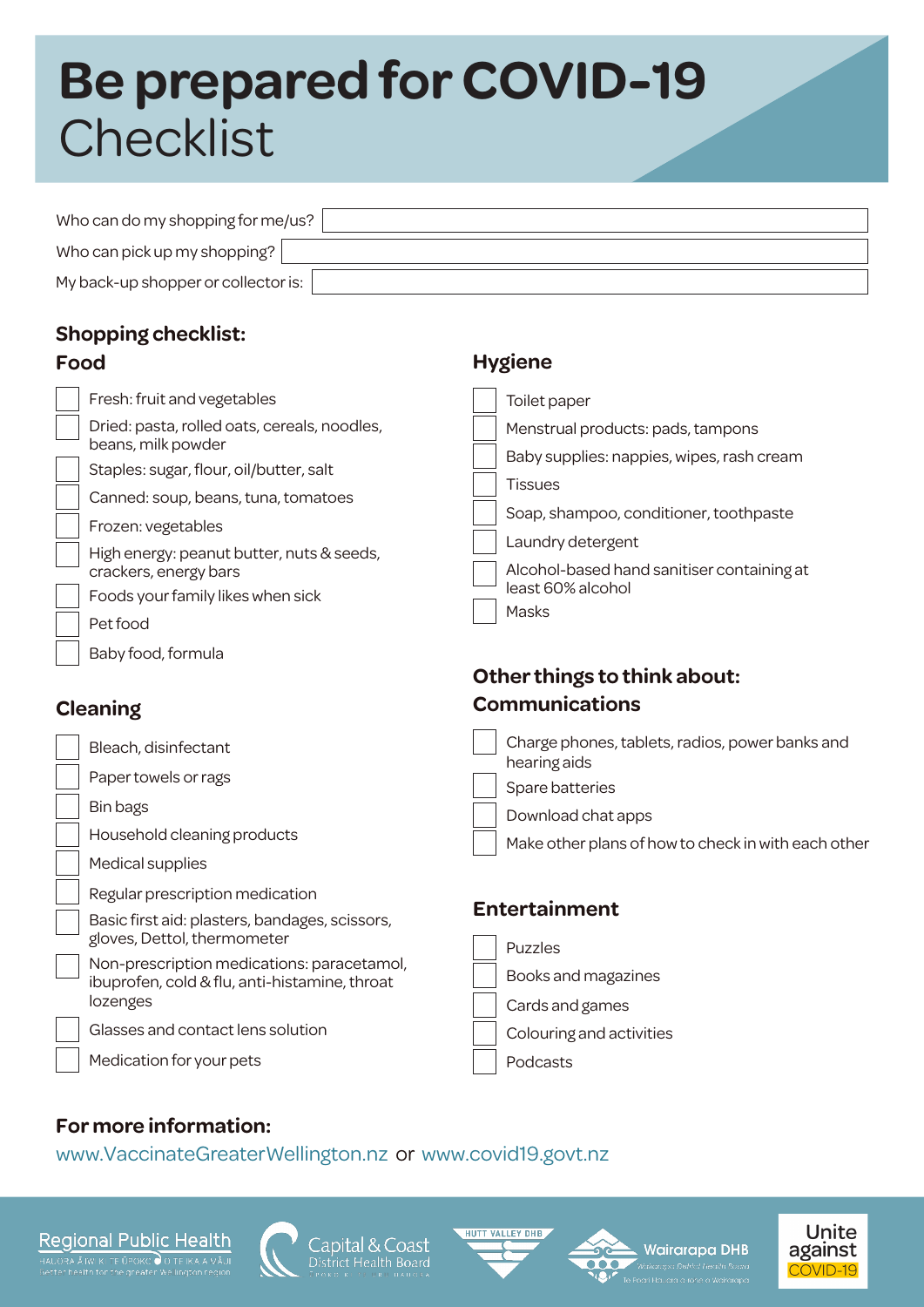# Be prepared for COVID-19 Checklist

Who can do my shopping for me/us?

Who can pick up my shopping?

My back-up shopper or collector is:

## Shopping checklist:

### Food

- [ ] Fresh: fruit and vegetables
- [ ] Dried: pasta, rolled oats, cereals, noodles, beans, milk powder
- [ ] Staples: sugar, flour, oil/butter, salt
- [ ] Canned: soup, beans, tuna, tomatoes
- [ ] Frozen: vegetables
- [ ] High energy: peanut butter, nuts & seeds, crackers, energy bars
- [ ] Foods your family likes when sick
- [ ] Pet food
- [ ] Baby food, formula

### Cleaning

- [ ] Bleach, disinfectant
- [ ] Paper towels or rags
- [ ] Bin bags
- [ ] Household cleaning products
- [ ] Medical supplies
- [ ] Regular prescription medication
- [ ] Basic first aid: plasters, bandages, scissors, gloves, Dettol, thermometer
- [ ] Non-prescription medications: paracetamol, ibuprofen, cold & flu, anti-histamine, throat lozenges
- [ ] Glasses and contact lens solution
- [ ] Medication for your pets

### Hygiene

- [ ] Toilet paper
- [ ] Menstrual products: pads, tampons
- [ ] Baby supplies: nappies, wipes, rash cream
- [ ] Tissues
- [ ] Soap, shampoo, conditioner, toothpaste
- [ ] Laundry detergent
- [ ] Alcohol-based hand sanitiser containing at least 60% alcohol
- [ ] Masks

## Other things to think about:

### Communications

- [ ] Charge phones, tablets, radios, power banks and hearing aids
- [ ] Spare batteries
- [ ] Download chat apps
- [ ] Make other plans of how to check in with each other

### Entertainment

- [ ] Puzzles
- [ ] Books and magazines
- [ ] Cards and games
- [ ] Colouring and activities
- [ ] Podcasts

## For more information:

www.VaccinateGreaterWellington.nz or www.covid19.govt.nz

Regional Public Health · Capital & Coast District Health Board · Hutt Valley DHB · Wairarapa DHB · Unite against COVID-19